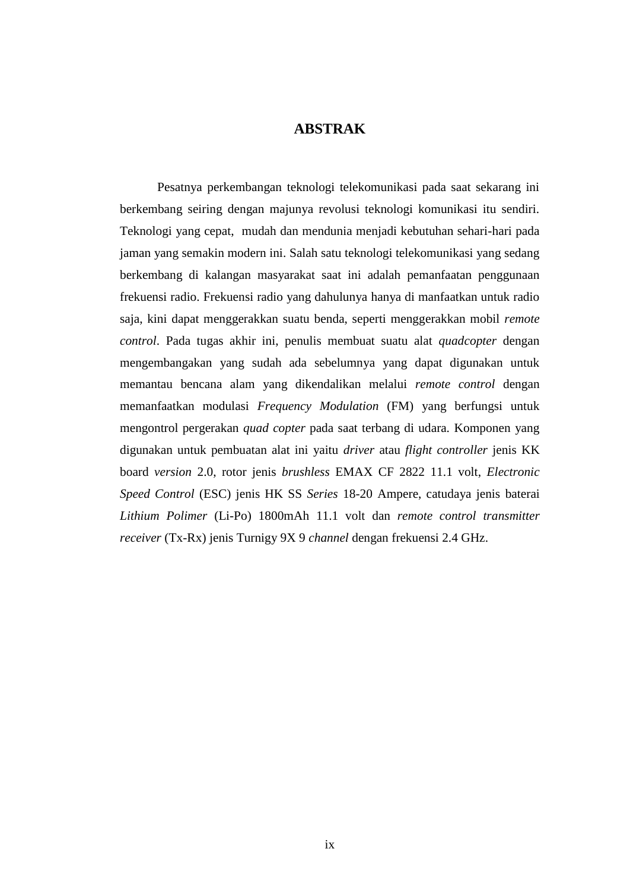# ABSTRAK

Pesatnya perkembangan teknologi telekomunikasi pada saat sekarang ini berkembang seiring dengan majunya revolusi teknologi komunikasi itu sendiri. Teknologi yang cepat, mudah dan mendunia menjadi kebutuhan sehari-hari pada jaman yang semakin modern ini. Salah satu teknologi telekomunikasi yang sedang berkembang di kalangan masyarakat saat ini adalah pemanfaatan penggunaan frekuensi radio. Frekuensi radio yang dahulunya hanya di manfaatkan untuk radio saja, kini dapat menggerakkan suatu benda, seperti menggerakkan mobil *remote control*. Pada tugas akhir ini, penulis membuat suatu alat *quadcopter* dengan mengembangakan yang sudah ada sebelumnya yang dapat digunakan untuk memantau bencana alam yang dikendalikan melalui *remote control* dengan memanfaatkan modulasi *Frequency Modulation* (FM) yang berfungsi untuk mengontrol pergerakan *quad copter* pada saat terbang di udara. Komponen yang digunakan untuk pembuatan alat ini yaitu *driver* atau *flight controller* jenis KK board *version* 2.0, rotor jenis *brushless* EMAX CF 2822 11.1 volt, *Electronic Speed Control* (ESC) jenis HK SS *Series* 18-20 Ampere, catudaya jenis baterai *Lithium Polimer* (Li-Po) 1800mAh 11.1 volt dan *remote control transmitter receiver* (Tx-Rx) jenis Turnigy 9X 9 *channel* dengan frekuensi 2.4 GHz.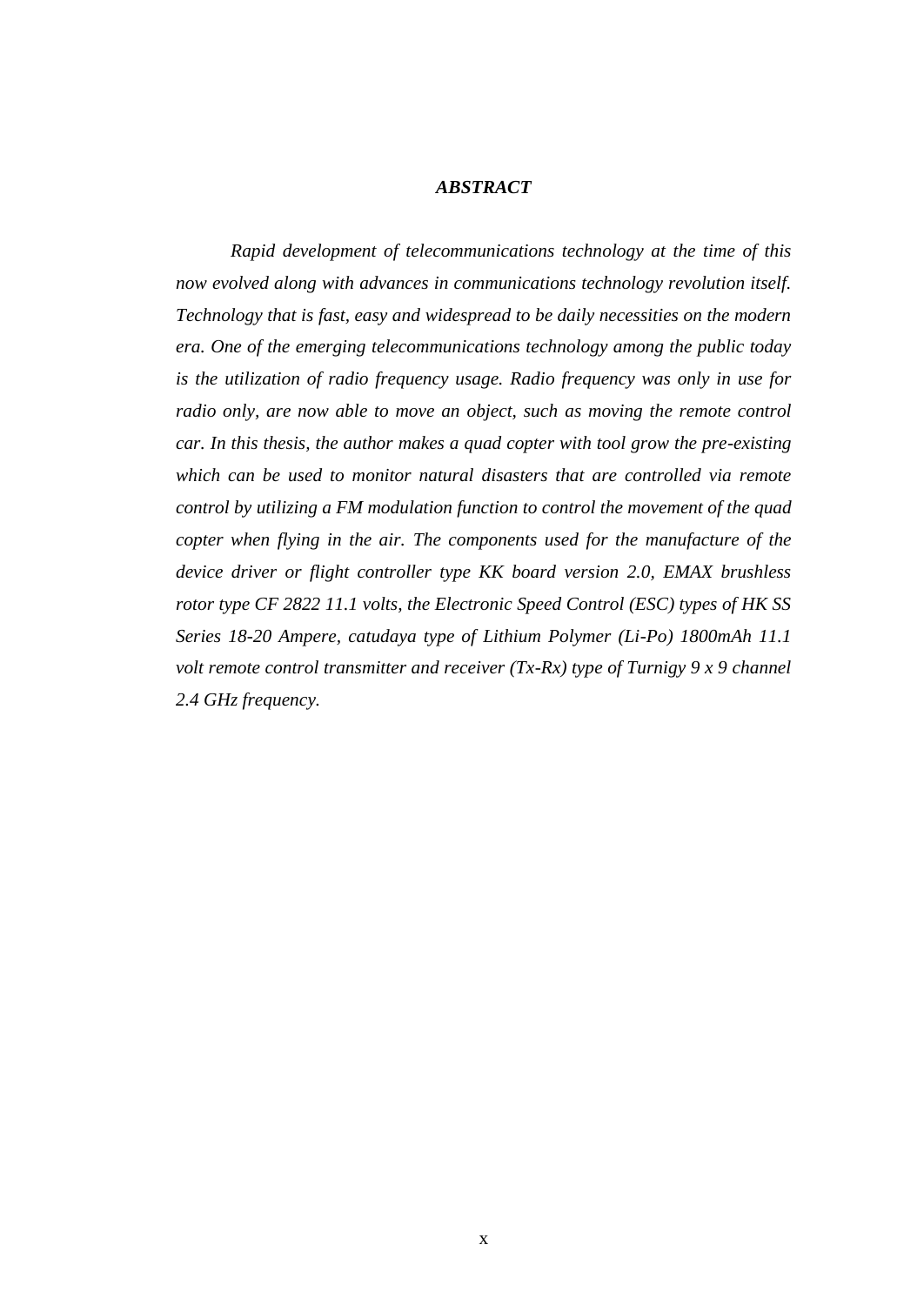# *ABSTRACT*

*Rapid development of telecommunications technology at the time of this now evolved along with advances in communications technology revolution itself. Technology that is fast, easy and widespread to be daily necessities on the modern era. One of the emerging telecommunications technology among the public today is the utilization of radio frequency usage. Radio frequency was only in use for radio only, are now able to move an object, such as moving the remote control car. In this thesis, the author makes a quad copter with tool grow the pre-existing which can be used to monitor natural disasters that are controlled via remote control by utilizing a FM modulation function to control the movement of the quad copter when flying in the air. The components used for the manufacture of the device driver or flight controller type KK board version 2.0, EMAX brushless rotor type CF 2822 11.1 volts, the Electronic Speed Control (ESC) types of HK SS Series 18-20 Ampere, catudaya type of Lithium Polymer (Li-Po) 1800mAh 11.1 volt remote control transmitter and receiver (Tx-Rx) type of Turnigy 9 x 9 channel 2.4 GHz frequency.*